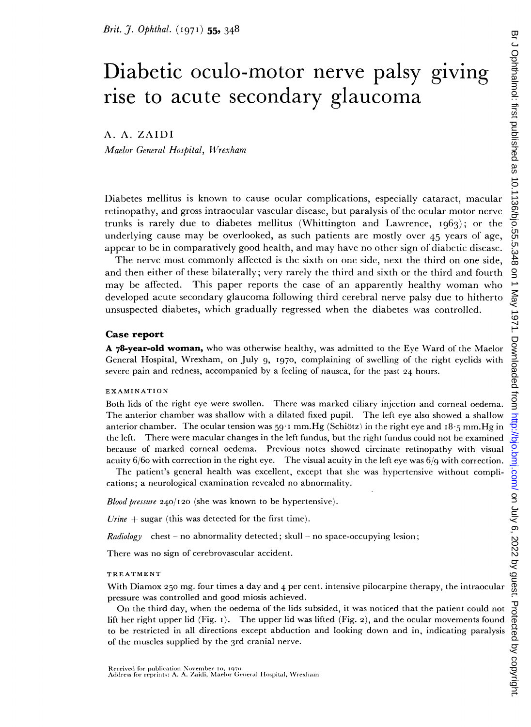# Diabetic oculo-motor nerve palsy giving rise to acute secondary glaucoma

A. A. ZAIDI

*Maelor General Hospital, Wrexham*

Diabetes mellitus is known to cause ocular complications, especially cataract, macular retinopathy, and gross intraocular vascular disease, but paralysis of the ocular motor nerve trunks is rarely due to diabetes mellitus (Whittington and Lawrence, 1963); or the underlying cause may be overlooked, as such patients are mostly over 45 years of age, appear to be in comparatively good health, and may have no other sign of diabetic disease.

The nerve most commonly affected is the sixth on one side, next the third on one side, and then either of these bilaterally; very rarely the third and sixth or the third and fourth may be affected. This paper reports the case of an apparently healthy woman who developed acute secondary glaucoma following third cerebral nerve palsy due to hitherto unsuspected diabetes, which gradually regressed when the diabetes was controlled.

## Case report

**A 78-year-old woman,** who was otherwise healthy, was admitted to the Eye Ward of the Maelor General Hospital, Wrexham, on July 9, 1970, complaining of swelling of the right eyelids with severe pain and redness, accompanied by a feeling of nausea, for the past 24 hours.

### EXAMINATION

Both lids of the right eye were swollen. There was marked ciliary injection and corneal oedema. The anterior chamber was shallow with a dilated fixed pupil. The left eye also showed a shallow anterior chamber. The ocular tension was 59·1 mm.Hg (Schiötz) in the right eye and 18·5 mm.Hg in the left. There were macular changes in the left fundus, but the right fundus could not be examined because of marked corneal oedema. Previous notes showed circinate retinopathy with visual acuity 6/60 with correction in the right eye. The visual acuity in the left eye was 6/9 with correction.

The patient's general health was excellent, except that she was hypertensive without complications; a neurological examination revealed no abnormality.

*Blood pressure* 240/120 (she was known to be hypertensive).

*Urine* + sugar (this was detected for the first time).

*Radiology* chest – no abnormality detected; skull – no space-occupying lesion;

There was no sign of cerebrovascular accident.

### TREATMENT

With Diamox 250 mg. four times a day and 4 per cent. intensive pilocarpine therapy, the intraocular pressure was controlled and good miosis achieved.

On the third day, when the oedema of the lids subsided, it was noticed that the patient could not lift her right upper lid (Fig. 1). The upper lid was lifted (Fig. 2), and the ocular movements found to be restricted in all directions except abduction and looking down and in, indicating paralysis of the muscles supplied by the 3rd cranial nerve.

Received for publication November 10, 1970
Address for reprints: A. A. Zaidi, Maelor General Hospital, Wrexham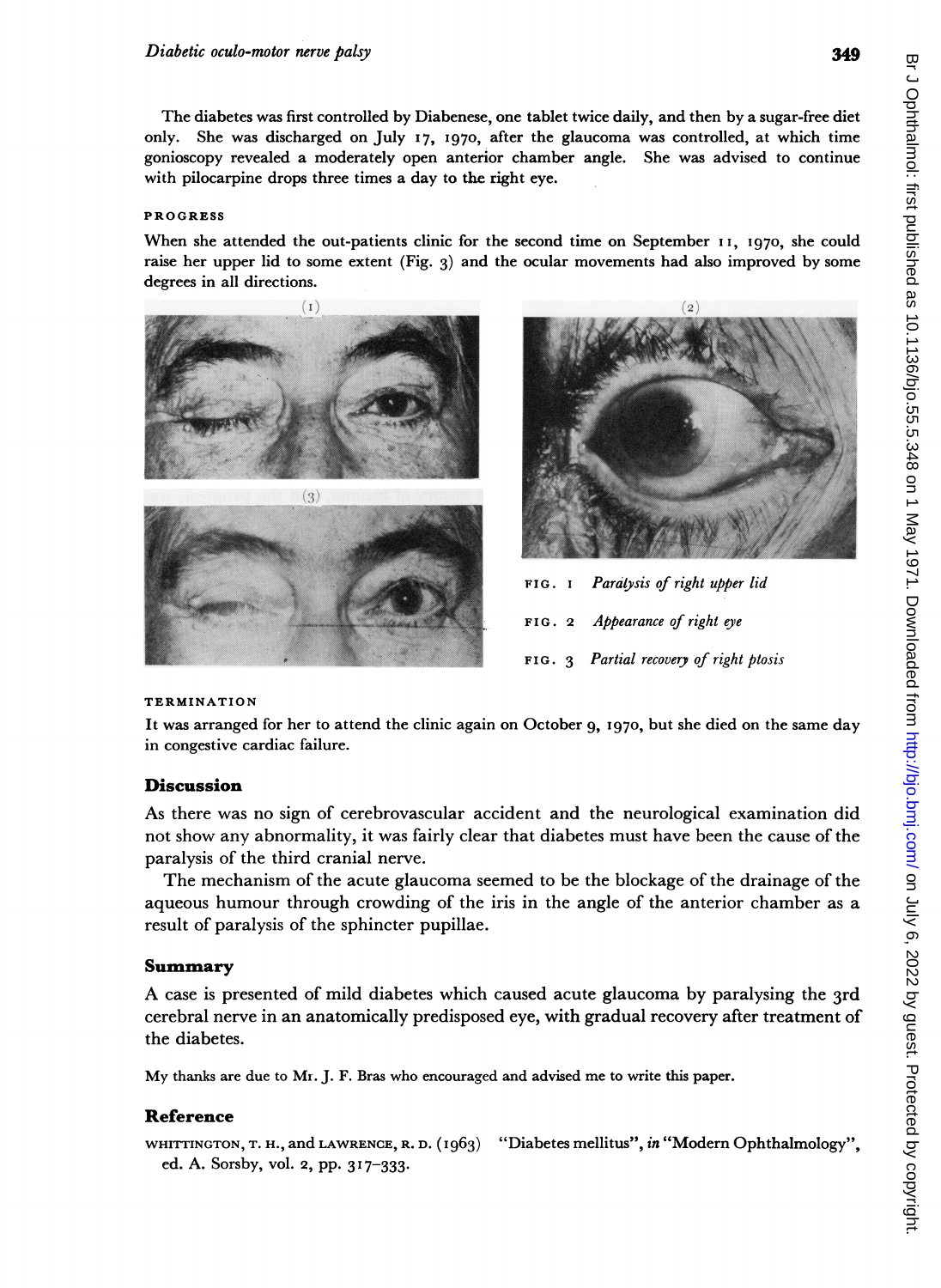The diabetes was first controlled by Diabenese, one tablet twice daily, and then by a sugar-free diet only. She was discharged on July 17, 1970, after the glaucoma was controlled, at which time gonioscopy revealed a moderately open anterior chamber angle. She was advised to continue with pilocarpine drops three times a day to the right eye.

### PROGRESS

When she attended the out-patients clinic for the second time on September 11, 1970, she could raise her upper lid to some extent (Fig. 3) and the ocular movements had also improved by some degrees in all directions.

FIG. 1 *Paralysis of right upper lid*

FIG. 2 *Appearance of right eye*

FIG. 3 *Partial recovery of right ptosis*

### TERMINATION

It was arranged for her to attend the clinic again on October 9, 1970, but she died on the same day in congestive cardiac failure.

## Discussion

As there was no sign of cerebrovascular accident and the neurological examination did not show any abnormality, it was fairly clear that diabetes must have been the cause of the paralysis of the third cranial nerve.

The mechanism of the acute glaucoma seemed to be the blockage of the drainage of the aqueous humour through crowding of the iris in the angle of the anterior chamber as a result of paralysis of the sphincter pupillae.

## Summary

A case is presented of mild diabetes which caused acute glaucoma by paralysing the 3rd cerebral nerve in an anatomically predisposed eye, with gradual recovery after treatment of the diabetes.

My thanks are due to Mr. J. F. Bras who encouraged and advised me to write this paper.

## Reference

WHITTINGTON, T. H., and LAWRENCE, R. D. (1963) "Diabetes mellitus", *in* "Modern Ophthalmology", ed. A. Sorsby, vol. 2, pp. 317–333.